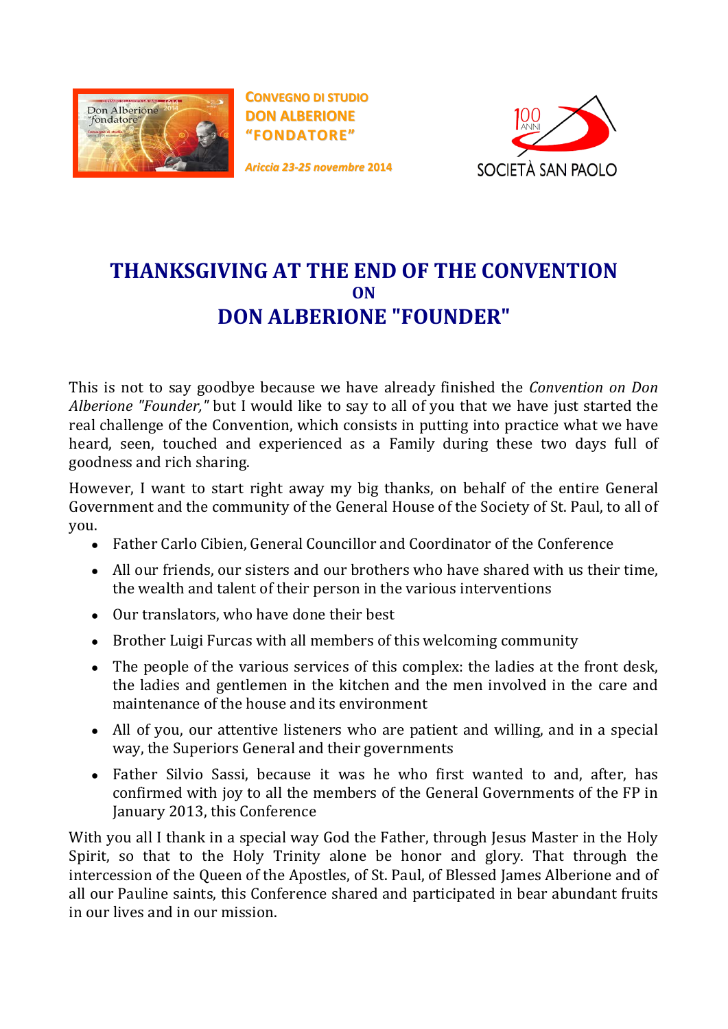CONVEGNO DI STUDIO
DON ALBERIONE
"FONDATORE"

*Ariccia 23-25 novembre 2014*

SOCIETÀ SAN PAOLO

# THANKSGIVING AT THE END OF THE CONVENTION
## ON
# DON ALBERIONE "FOUNDER"

This is not to say goodbye because we have already finished the *Convention on Don Alberione "Founder,"* but I would like to say to all of you that we have just started the real challenge of the Convention, which consists in putting into practice what we have heard, seen, touched and experienced as a Family during these two days full of goodness and rich sharing.

However, I want to start right away my big thanks, on behalf of the entire General Government and the community of the General House of the Society of St. Paul, to all of you.

- Father Carlo Cibien, General Councillor and Coordinator of the Conference
- All our friends, our sisters and our brothers who have shared with us their time, the wealth and talent of their person in the various interventions
- Our translators, who have done their best
- Brother Luigi Furcas with all members of this welcoming community
- The people of the various services of this complex: the ladies at the front desk, the ladies and gentlemen in the kitchen and the men involved in the care and maintenance of the house and its environment
- All of you, our attentive listeners who are patient and willing, and in a special way, the Superiors General and their governments
- Father Silvio Sassi, because it was he who first wanted to and, after, has confirmed with joy to all the members of the General Governments of the FP in January 2013, this Conference

With you all I thank in a special way God the Father, through Jesus Master in the Holy Spirit, so that to the Holy Trinity alone be honor and glory. That through the intercession of the Queen of the Apostles, of St. Paul, of Blessed James Alberione and of all our Pauline saints, this Conference shared and participated in bear abundant fruits in our lives and in our mission.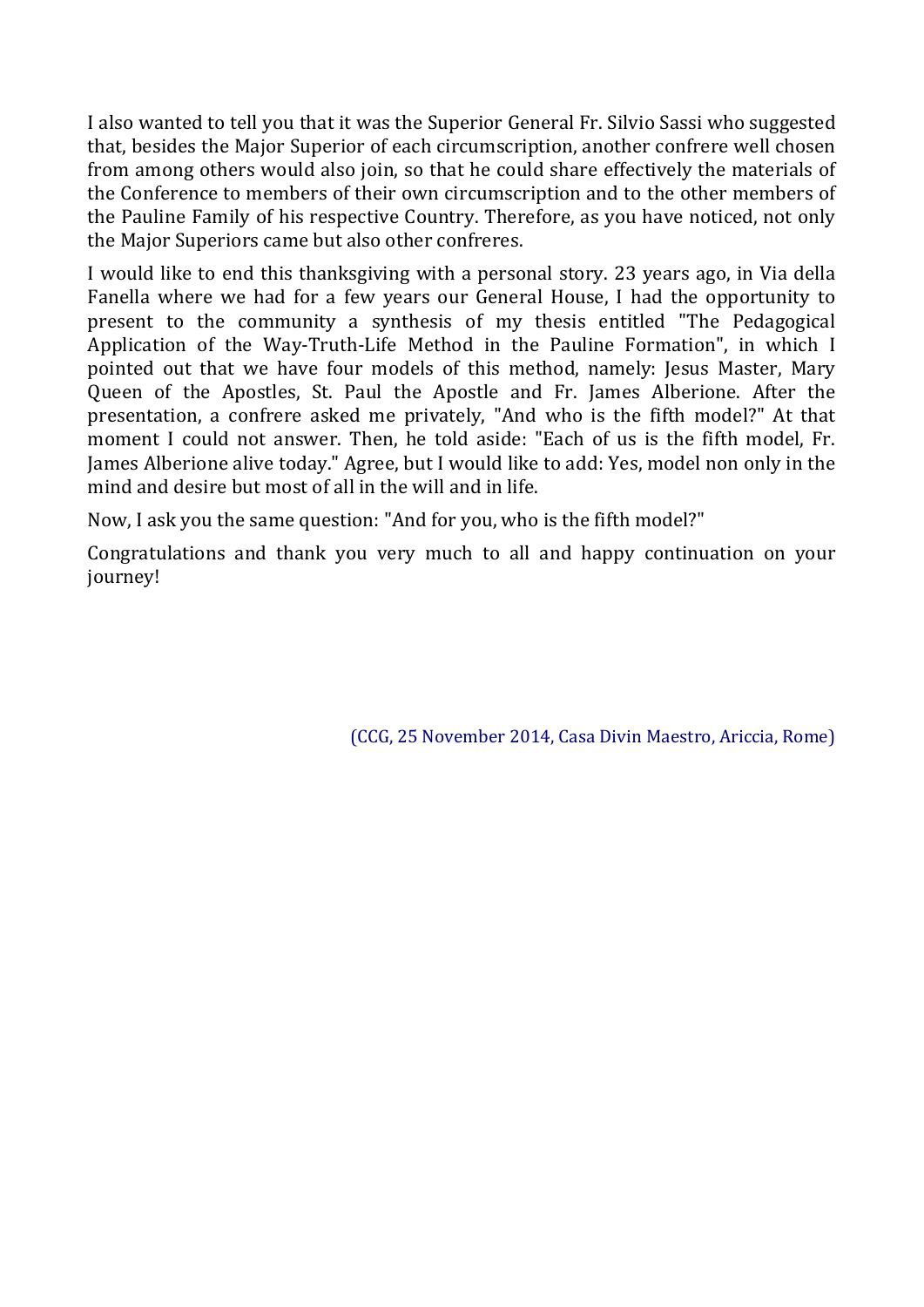I also wanted to tell you that it was the Superior General Fr. Silvio Sassi who suggested that, besides the Major Superior of each circumscription, another confrere well chosen from among others would also join, so that he could share effectively the materials of the Conference to members of their own circumscription and to the other members of the Pauline Family of his respective Country. Therefore, as you have noticed, not only the Major Superiors came but also other confreres.

I would like to end this thanksgiving with a personal story. 23 years ago, in Via della Fanella where we had for a few years our General House, I had the opportunity to present to the community a synthesis of my thesis entitled "The Pedagogical Application of the Way-Truth-Life Method in the Pauline Formation", in which I pointed out that we have four models of this method, namely: Jesus Master, Mary Queen of the Apostles, St. Paul the Apostle and Fr. James Alberione. After the presentation, a confrere asked me privately, "And who is the fifth model?" At that moment I could not answer. Then, he told aside: "Each of us is the fifth model, Fr. James Alberione alive today." Agree, but I would like to add: Yes, model non only in the mind and desire but most of all in the will and in life.

Now, I ask you the same question: "And for you, who is the fifth model?"

Congratulations and thank you very much to all and happy continuation on your journey!

(CCG, 25 November 2014, Casa Divin Maestro, Ariccia, Rome)